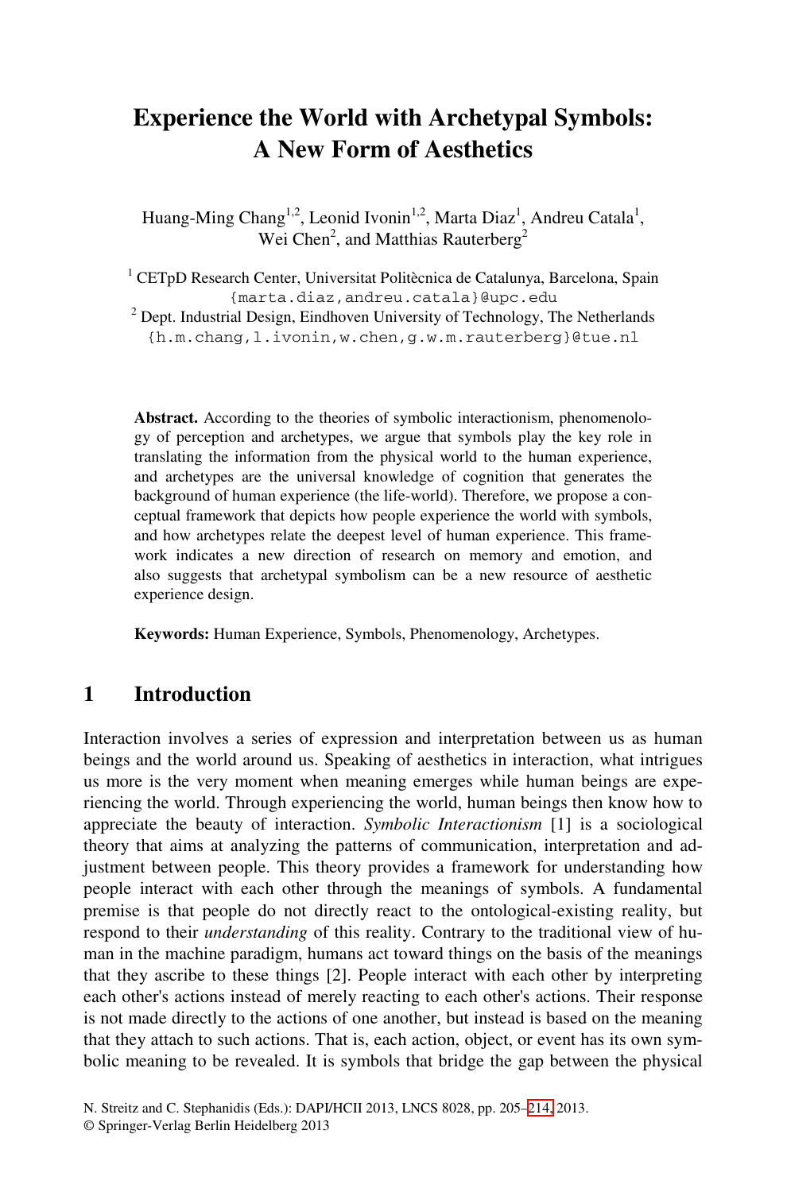# Experience the World with Archetypal Symbols: A New Form of Aesthetics

Huang-Ming Chang[1,2], Leonid Ivonin[1,2], Marta Diaz[1], Andreu Catala[1], Wei Chen[2], and Matthias Rauterberg[2]

[1] CETpD Research Center, Universitat Politècnica de Catalunya, Barcelona, Spain
{marta.diaz,andreu.catala}@upc.edu

[2] Dept. Industrial Design, Eindhoven University of Technology, The Netherlands
{h.m.chang,l.ivonin,w.chen,g.w.m.rauterberg}@tue.nl

**Abstract.** According to the theories of symbolic interactionism, phenomenology of perception and archetypes, we argue that symbols play the key role in translating the information from the physical world to the human experience, and archetypes are the universal knowledge of cognition that generates the background of human experience (the life-world). Therefore, we propose a conceptual framework that depicts how people experience the world with symbols, and how archetypes relate the deepest level of human experience. This framework indicates a new direction of research on memory and emotion, and also suggests that archetypal symbolism can be a new resource of aesthetic experience design.

**Keywords:** Human Experience, Symbols, Phenomenology, Archetypes.

## 1 Introduction

Interaction involves a series of expression and interpretation between us as human beings and the world around us. Speaking of aesthetics in interaction, what intrigues us more is the very moment when meaning emerges while human beings are experiencing the world. Through experiencing the world, human beings then know how to appreciate the beauty of interaction. *Symbolic Interactionism* [1] is a sociological theory that aims at analyzing the patterns of communication, interpretation and adjustment between people. This theory provides a framework for understanding how people interact with each other through the meanings of symbols. A fundamental premise is that people do not directly react to the ontological-existing reality, but respond to their *understanding* of this reality. Contrary to the traditional view of human in the machine paradigm, humans act toward things on the basis of the meanings that they ascribe to these things [2]. People interact with each other by interpreting each other's actions instead of merely reacting to each other's actions. Their response is not made directly to the actions of one another, but instead is based on the meaning that they attach to such actions. That is, each action, object, or event has its own symbolic meaning to be revealed. It is symbols that bridge the gap between the physical

N. Streitz and C. Stephanidis (Eds.): DAPI/HCII 2013, LNCS 8028, pp. 205–214, 2013.
© Springer-Verlag Berlin Heidelberg 2013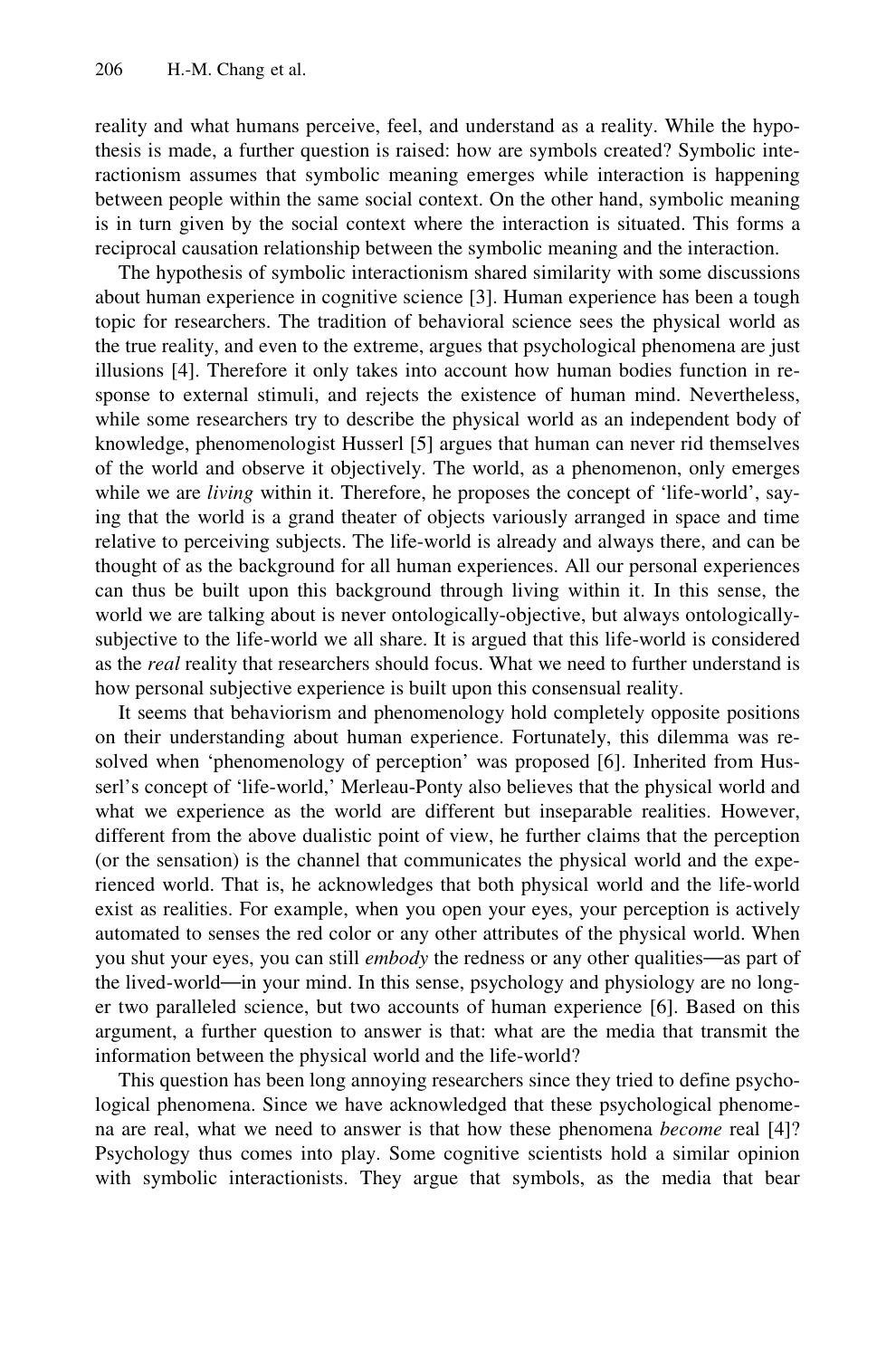reality and what humans perceive, feel, and understand as a reality. While the hypothesis is made, a further question is raised: how are symbols created? Symbolic interactionism assumes that symbolic meaning emerges while interaction is happening between people within the same social context. On the other hand, symbolic meaning is in turn given by the social context where the interaction is situated. This forms a reciprocal causation relationship between the symbolic meaning and the interaction.

The hypothesis of symbolic interactionism shared similarity with some discussions about human experience in cognitive science [3]. Human experience has been a tough topic for researchers. The tradition of behavioral science sees the physical world as the true reality, and even to the extreme, argues that psychological phenomena are just illusions [4]. Therefore it only takes into account how human bodies function in response to external stimuli, and rejects the existence of human mind. Nevertheless, while some researchers try to describe the physical world as an independent body of knowledge, phenomenologist Husserl [5] argues that human can never rid themselves of the world and observe it objectively. The world, as a phenomenon, only emerges while we are *living* within it. Therefore, he proposes the concept of 'life-world', saying that the world is a grand theater of objects variously arranged in space and time relative to perceiving subjects. The life-world is already and always there, and can be thought of as the background for all human experiences. All our personal experiences can thus be built upon this background through living within it. In this sense, the world we are talking about is never ontologically-objective, but always ontologically-subjective to the life-world we all share. It is argued that this life-world is considered as the *real* reality that researchers should focus. What we need to further understand is how personal subjective experience is built upon this consensual reality.

It seems that behaviorism and phenomenology hold completely opposite positions on their understanding about human experience. Fortunately, this dilemma was resolved when 'phenomenology of perception' was proposed [6]. Inherited from Husserl's concept of 'life-world,' Merleau-Ponty also believes that the physical world and what we experience as the world are different but inseparable realities. However, different from the above dualistic point of view, he further claims that the perception (or the sensation) is the channel that communicates the physical world and the experienced world. That is, he acknowledges that both physical world and the life-world exist as realities. For example, when you open your eyes, your perception is actively automated to senses the red color or any other attributes of the physical world. When you shut your eyes, you can still *embody* the redness or any other qualities—as part of the lived-world—in your mind. In this sense, psychology and physiology are no longer two paralleled science, but two accounts of human experience [6]. Based on this argument, a further question to answer is that: what are the media that transmit the information between the physical world and the life-world?

This question has been long annoying researchers since they tried to define psychological phenomena. Since we have acknowledged that these psychological phenomena are real, what we need to answer is that how these phenomena *become* real [4]? Psychology thus comes into play. Some cognitive scientists hold a similar opinion with symbolic interactionists. They argue that symbols, as the media that bear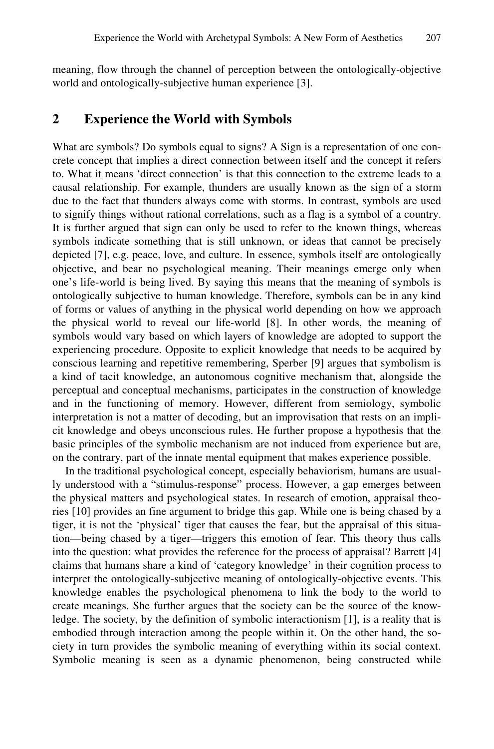meaning, flow through the channel of perception between the ontologically-objective world and ontologically-subjective human experience [3].

## 2 Experience the World with Symbols

What are symbols? Do symbols equal to signs? A Sign is a representation of one concrete concept that implies a direct connection between itself and the concept it refers to. What it means 'direct connection' is that this connection to the extreme leads to a causal relationship. For example, thunders are usually known as the sign of a storm due to the fact that thunders always come with storms. In contrast, symbols are used to signify things without rational correlations, such as a flag is a symbol of a country. It is further argued that sign can only be used to refer to the known things, whereas symbols indicate something that is still unknown, or ideas that cannot be precisely depicted [7], e.g. peace, love, and culture. In essence, symbols itself are ontologically objective, and bear no psychological meaning. Their meanings emerge only when one's life-world is being lived. By saying this means that the meaning of symbols is ontologically subjective to human knowledge. Therefore, symbols can be in any kind of forms or values of anything in the physical world depending on how we approach the physical world to reveal our life-world [8]. In other words, the meaning of symbols would vary based on which layers of knowledge are adopted to support the experiencing procedure. Opposite to explicit knowledge that needs to be acquired by conscious learning and repetitive remembering, Sperber [9] argues that symbolism is a kind of tacit knowledge, an autonomous cognitive mechanism that, alongside the perceptual and conceptual mechanisms, participates in the construction of knowledge and in the functioning of memory. However, different from semiology, symbolic interpretation is not a matter of decoding, but an improvisation that rests on an implicit knowledge and obeys unconscious rules. He further propose a hypothesis that the basic principles of the symbolic mechanism are not induced from experience but are, on the contrary, part of the innate mental equipment that makes experience possible.

In the traditional psychological concept, especially behaviorism, humans are usually understood with a "stimulus-response" process. However, a gap emerges between the physical matters and psychological states. In research of emotion, appraisal theories [10] provides an fine argument to bridge this gap. While one is being chased by a tiger, it is not the 'physical' tiger that causes the fear, but the appraisal of this situation—being chased by a tiger—triggers this emotion of fear. This theory thus calls into the question: what provides the reference for the process of appraisal? Barrett [4] claims that humans share a kind of 'category knowledge' in their cognition process to interpret the ontologically-subjective meaning of ontologically-objective events. This knowledge enables the psychological phenomena to link the body to the world to create meanings. She further argues that the society can be the source of the knowledge. The society, by the definition of symbolic interactionism [1], is a reality that is embodied through interaction among the people within it. On the other hand, the society in turn provides the symbolic meaning of everything within its social context. Symbolic meaning is seen as a dynamic phenomenon, being constructed while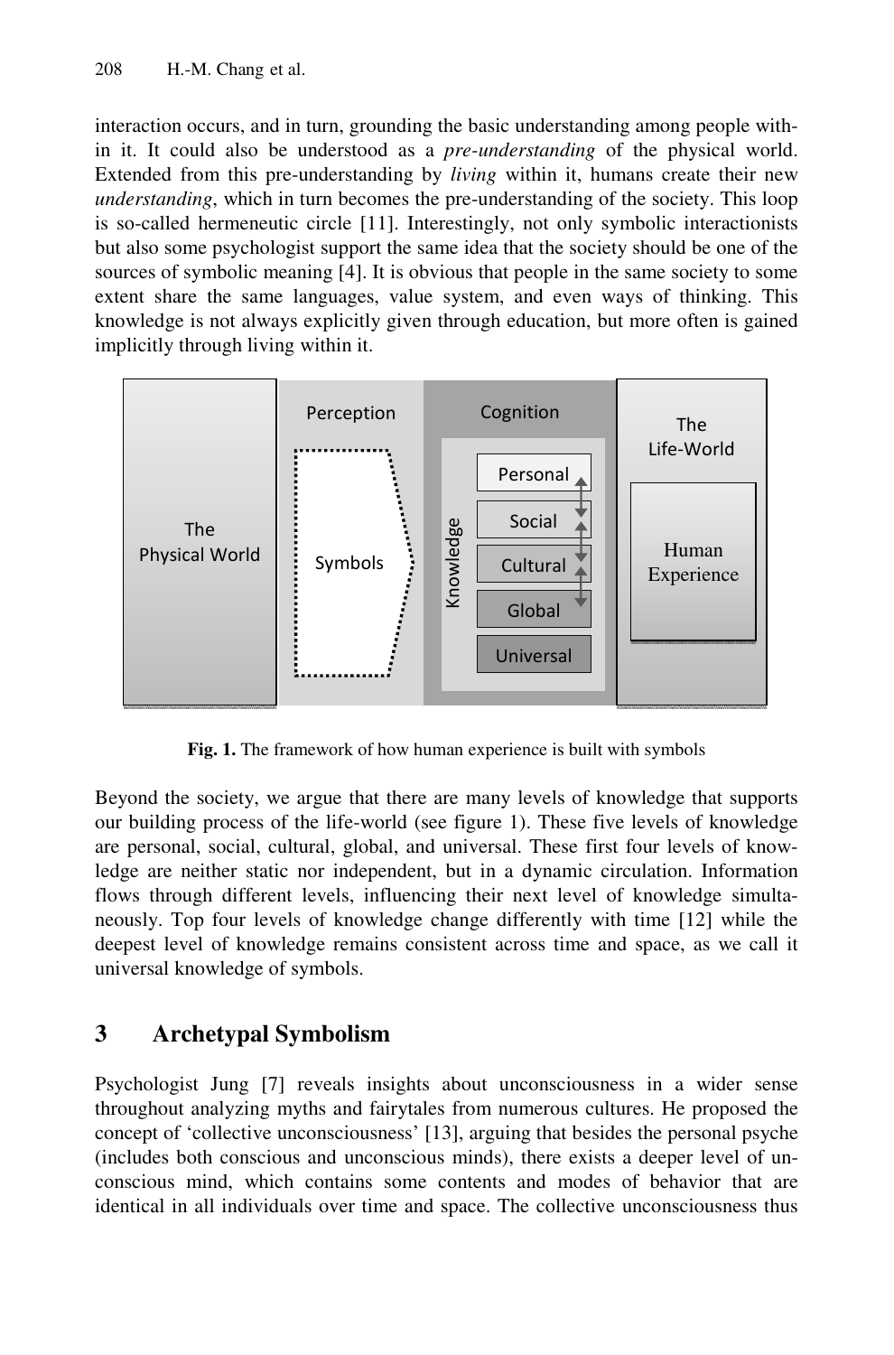interaction occurs, and in turn, grounding the basic understanding among people within it. It could also be understood as a *pre-understanding* of the physical world. Extended from this pre-understanding by *living* within it, humans create their new *understanding*, which in turn becomes the pre-understanding of the society. This loop is so-called hermeneutic circle [11]. Interestingly, not only symbolic interactionists but also some psychologist support the same idea that the society should be one of the sources of symbolic meaning [4]. It is obvious that people in the same society to some extent share the same languages, value system, and even ways of thinking. This knowledge is not always explicitly given through education, but more often is gained implicitly through living within it.

**Fig. 1.** The framework of how human experience is built with symbols

Beyond the society, we argue that there are many levels of knowledge that supports our building process of the life-world (see figure 1). These five levels of knowledge are personal, social, cultural, global, and universal. These first four levels of knowledge are neither static nor independent, but in a dynamic circulation. Information flows through different levels, influencing their next level of knowledge simultaneously. Top four levels of knowledge change differently with time [12] while the deepest level of knowledge remains consistent across time and space, as we call it universal knowledge of symbols.

## 3 Archetypal Symbolism

Psychologist Jung [7] reveals insights about unconsciousness in a wider sense throughout analyzing myths and fairytales from numerous cultures. He proposed the concept of 'collective unconsciousness' [13], arguing that besides the personal psyche (includes both conscious and unconscious minds), there exists a deeper level of unconscious mind, which contains some contents and modes of behavior that are identical in all individuals over time and space. The collective unconsciousness thus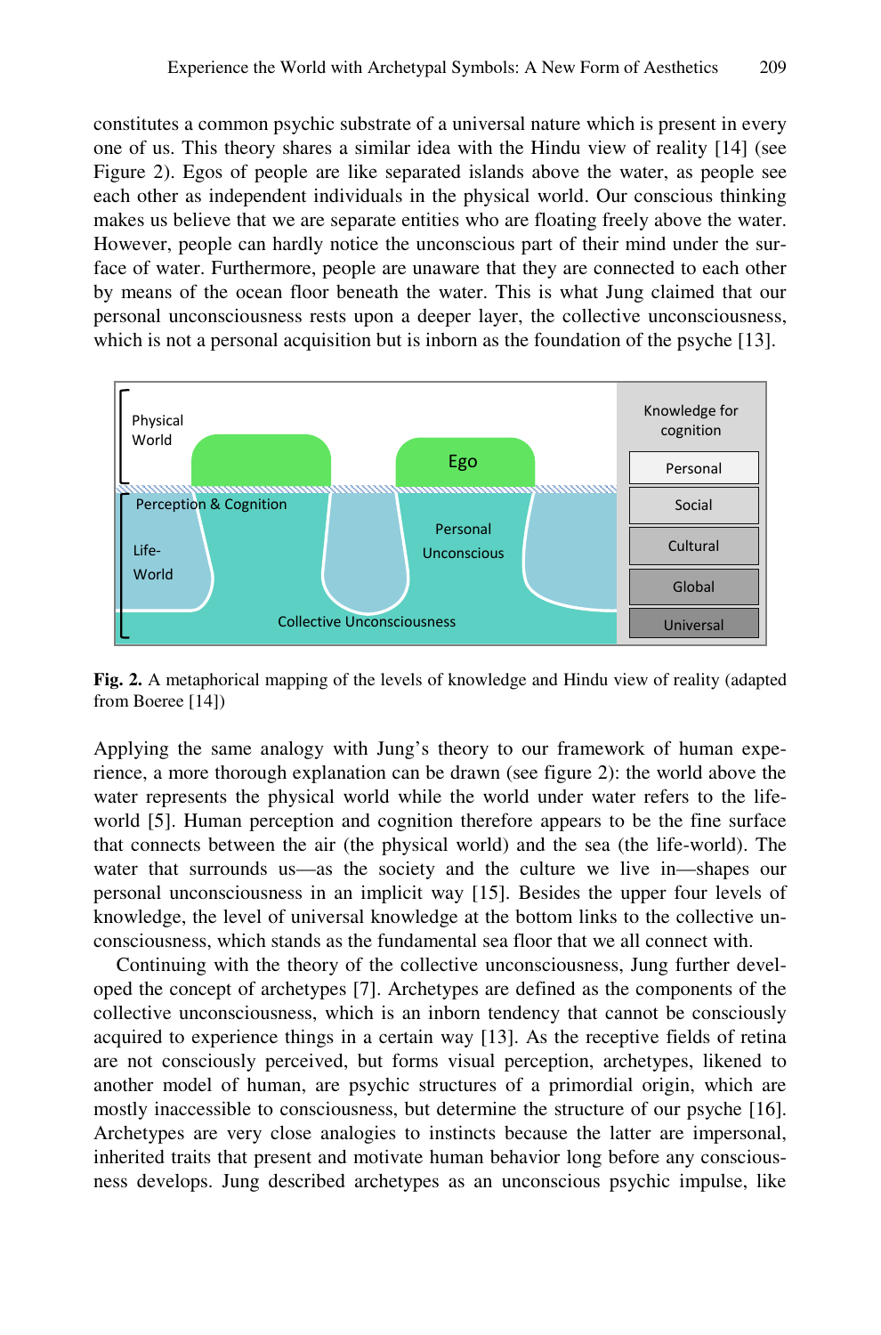constitutes a common psychic substrate of a universal nature which is present in every one of us. This theory shares a similar idea with the Hindu view of reality [14] (see Figure 2). Egos of people are like separated islands above the water, as people see each other as independent individuals in the physical world. Our conscious thinking makes us believe that we are separate entities who are floating freely above the water. However, people can hardly notice the unconscious part of their mind under the surface of water. Furthermore, people are unaware that they are connected to each other by means of the ocean floor beneath the water. This is what Jung claimed that our personal unconsciousness rests upon a deeper layer, the collective unconsciousness, which is not a personal acquisition but is inborn as the foundation of the psyche [13].

**Fig. 2.** A metaphorical mapping of the levels of knowledge and Hindu view of reality (adapted from Boeree [14])

Applying the same analogy with Jung's theory to our framework of human experience, a more thorough explanation can be drawn (see figure 2): the world above the water represents the physical world while the world under water refers to the life-world [5]. Human perception and cognition therefore appears to be the fine surface that connects between the air (the physical world) and the sea (the life-world). The water that surrounds us—as the society and the culture we live in—shapes our personal unconsciousness in an implicit way [15]. Besides the upper four levels of knowledge, the level of universal knowledge at the bottom links to the collective unconsciousness, which stands as the fundamental sea floor that we all connect with.

Continuing with the theory of the collective unconsciousness, Jung further developed the concept of archetypes [7]. Archetypes are defined as the components of the collective unconsciousness, which is an inborn tendency that cannot be consciously acquired to experience things in a certain way [13]. As the receptive fields of retina are not consciously perceived, but forms visual perception, archetypes, likened to another model of human, are psychic structures of a primordial origin, which are mostly inaccessible to consciousness, but determine the structure of our psyche [16]. Archetypes are very close analogies to instincts because the latter are impersonal, inherited traits that present and motivate human behavior long before any consciousness develops. Jung described archetypes as an unconscious psychic impulse, like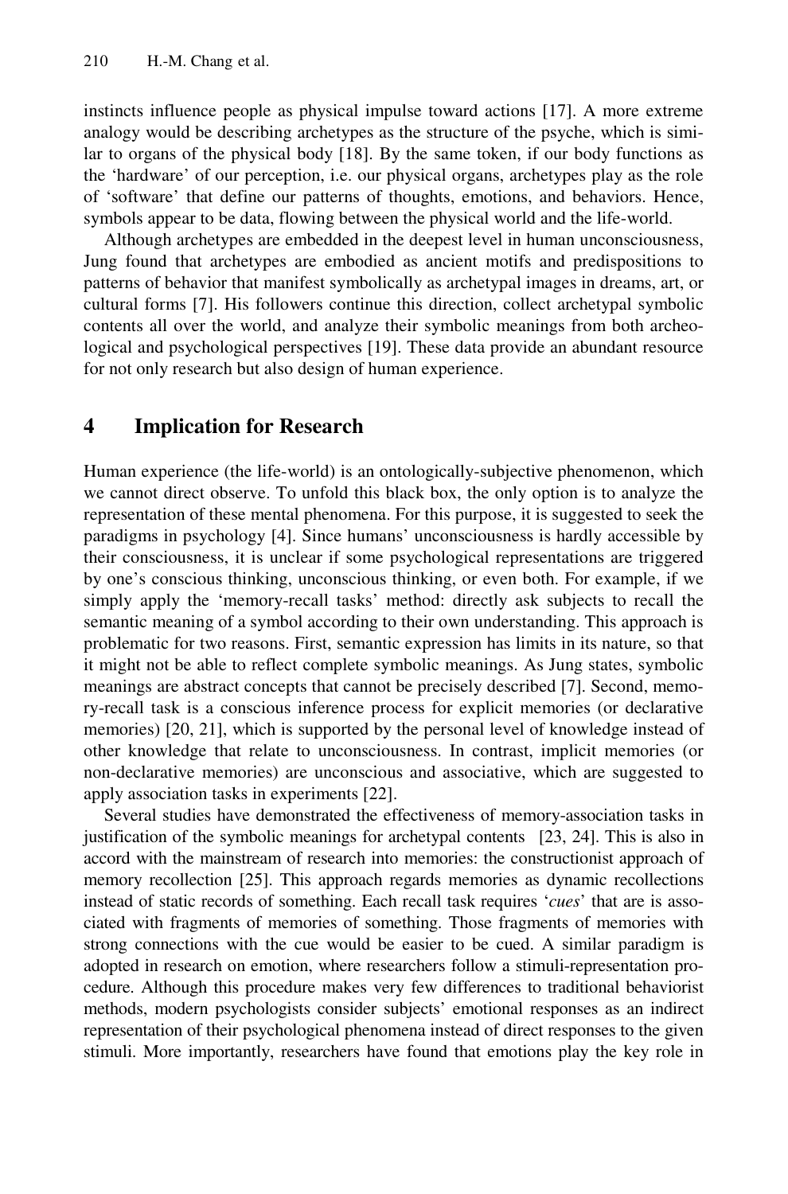instincts influence people as physical impulse toward actions [17]. A more extreme analogy would be describing archetypes as the structure of the psyche, which is similar to organs of the physical body [18]. By the same token, if our body functions as the 'hardware' of our perception, i.e. our physical organs, archetypes play as the role of 'software' that define our patterns of thoughts, emotions, and behaviors. Hence, symbols appear to be data, flowing between the physical world and the life-world.

Although archetypes are embedded in the deepest level in human unconsciousness, Jung found that archetypes are embodied as ancient motifs and predispositions to patterns of behavior that manifest symbolically as archetypal images in dreams, art, or cultural forms [7]. His followers continue this direction, collect archetypal symbolic contents all over the world, and analyze their symbolic meanings from both archeological and psychological perspectives [19]. These data provide an abundant resource for not only research but also design of human experience.

## 4 Implication for Research

Human experience (the life-world) is an ontologically-subjective phenomenon, which we cannot direct observe. To unfold this black box, the only option is to analyze the representation of these mental phenomena. For this purpose, it is suggested to seek the paradigms in psychology [4]. Since humans' unconsciousness is hardly accessible by their consciousness, it is unclear if some psychological representations are triggered by one's conscious thinking, unconscious thinking, or even both. For example, if we simply apply the 'memory-recall tasks' method: directly ask subjects to recall the semantic meaning of a symbol according to their own understanding. This approach is problematic for two reasons. First, semantic expression has limits in its nature, so that it might not be able to reflect complete symbolic meanings. As Jung states, symbolic meanings are abstract concepts that cannot be precisely described [7]. Second, memory-recall task is a conscious inference process for explicit memories (or declarative memories) [20, 21], which is supported by the personal level of knowledge instead of other knowledge that relate to unconsciousness. In contrast, implicit memories (or non-declarative memories) are unconscious and associative, which are suggested to apply association tasks in experiments [22].

Several studies have demonstrated the effectiveness of memory-association tasks in justification of the symbolic meanings for archetypal contents [23, 24]. This is also in accord with the mainstream of research into memories: the constructionist approach of memory recollection [25]. This approach regards memories as dynamic recollections instead of static records of something. Each recall task requires '*cues*' that are is associated with fragments of memories of something. Those fragments of memories with strong connections with the cue would be easier to be cued. A similar paradigm is adopted in research on emotion, where researchers follow a stimuli-representation procedure. Although this procedure makes very few differences to traditional behaviorist methods, modern psychologists consider subjects' emotional responses as an indirect representation of their psychological phenomena instead of direct responses to the given stimuli. More importantly, researchers have found that emotions play the key role in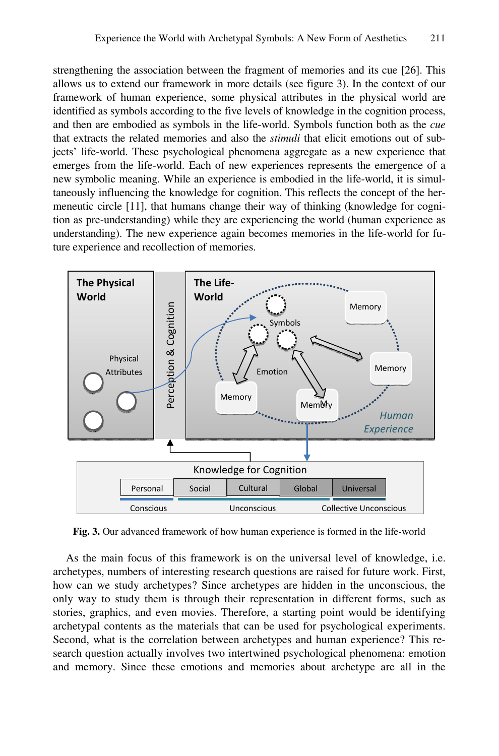strengthening the association between the fragment of memories and its cue [26]. This allows us to extend our framework in more details (see figure 3). In the context of our framework of human experience, some physical attributes in the physical world are identified as symbols according to the five levels of knowledge in the cognition process, and then are embodied as symbols in the life-world. Symbols function both as the *cue* that extracts the related memories and also the *stimuli* that elicit emotions out of subjects' life-world. These psychological phenomena aggregate as a new experience that emerges from the life-world. Each of new experiences represents the emergence of a new symbolic meaning. While an experience is embodied in the life-world, it is simultaneously influencing the knowledge for cognition. This reflects the concept of the hermeneutic circle [11], that humans change their way of thinking (knowledge for cognition as pre-understanding) while they are experiencing the world (human experience as understanding). The new experience again becomes memories in the life-world for future experience and recollection of memories.

The Physical World

Physical Attributes

Perception & Cognition

The Life-World

Symbols

Memory

Memory

Emotion

Memory

Memory

Human Experience

Knowledge for Cognition

Personal Social Cultural Global Universal

Conscious Unconscious Collective Unconscious

**Fig. 3.** Our advanced framework of how human experience is formed in the life-world

As the main focus of this framework is on the universal level of knowledge, i.e. archetypes, numbers of interesting research questions are raised for future work. First, how can we study archetypes? Since archetypes are hidden in the unconscious, the only way to study them is through their representation in different forms, such as stories, graphics, and even movies. Therefore, a starting point would be identifying archetypal contents as the materials that can be used for psychological experiments. Second, what is the correlation between archetypes and human experience? This research question actually involves two intertwined psychological phenomena: emotion and memory. Since these emotions and memories about archetype are all in the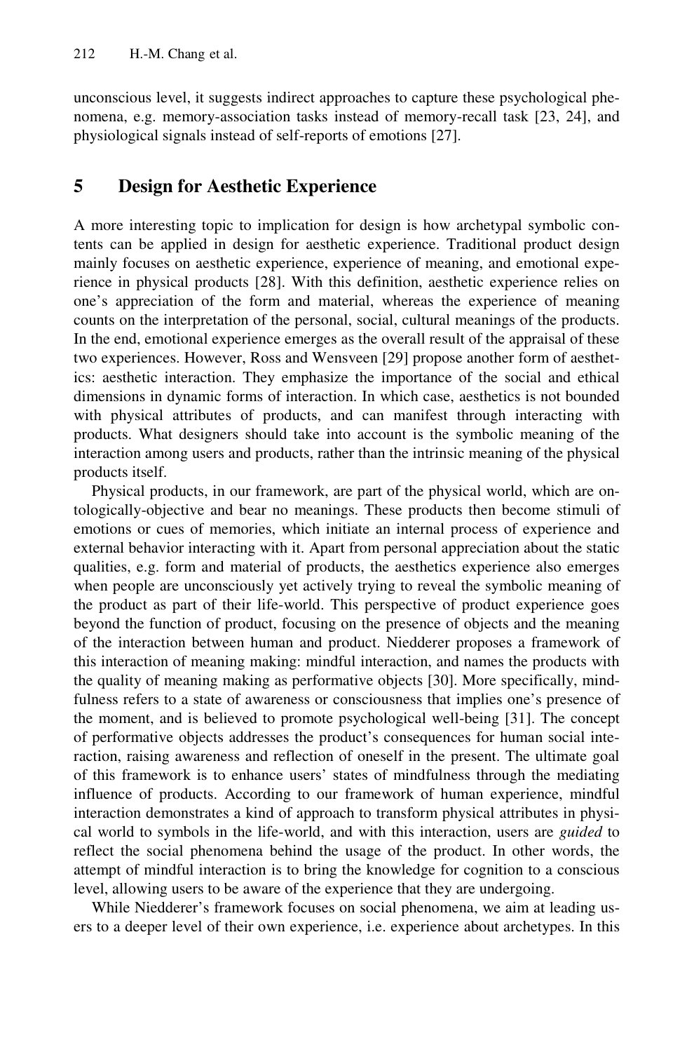unconscious level, it suggests indirect approaches to capture these psychological phenomena, e.g. memory-association tasks instead of memory-recall task [23, 24], and physiological signals instead of self-reports of emotions [27].

## 5 Design for Aesthetic Experience

A more interesting topic to implication for design is how archetypal symbolic contents can be applied in design for aesthetic experience. Traditional product design mainly focuses on aesthetic experience, experience of meaning, and emotional experience in physical products [28]. With this definition, aesthetic experience relies on one's appreciation of the form and material, whereas the experience of meaning counts on the interpretation of the personal, social, cultural meanings of the products. In the end, emotional experience emerges as the overall result of the appraisal of these two experiences. However, Ross and Wensveen [29] propose another form of aesthetics: aesthetic interaction. They emphasize the importance of the social and ethical dimensions in dynamic forms of interaction. In which case, aesthetics is not bounded with physical attributes of products, and can manifest through interacting with products. What designers should take into account is the symbolic meaning of the interaction among users and products, rather than the intrinsic meaning of the physical products itself.

Physical products, in our framework, are part of the physical world, which are ontologically-objective and bear no meanings. These products then become stimuli of emotions or cues of memories, which initiate an internal process of experience and external behavior interacting with it. Apart from personal appreciation about the static qualities, e.g. form and material of products, the aesthetics experience also emerges when people are unconsciously yet actively trying to reveal the symbolic meaning of the product as part of their life-world. This perspective of product experience goes beyond the function of product, focusing on the presence of objects and the meaning of the interaction between human and product. Niedderer proposes a framework of this interaction of meaning making: mindful interaction, and names the products with the quality of meaning making as performative objects [30]. More specifically, mindfulness refers to a state of awareness or consciousness that implies one's presence of the moment, and is believed to promote psychological well-being [31]. The concept of performative objects addresses the product's consequences for human social interaction, raising awareness and reflection of oneself in the present. The ultimate goal of this framework is to enhance users' states of mindfulness through the mediating influence of products. According to our framework of human experience, mindful interaction demonstrates a kind of approach to transform physical attributes in physical world to symbols in the life-world, and with this interaction, users are *guided* to reflect the social phenomena behind the usage of the product. In other words, the attempt of mindful interaction is to bring the knowledge for cognition to a conscious level, allowing users to be aware of the experience that they are undergoing.

While Niedderer's framework focuses on social phenomena, we aim at leading users to a deeper level of their own experience, i.e. experience about archetypes. In this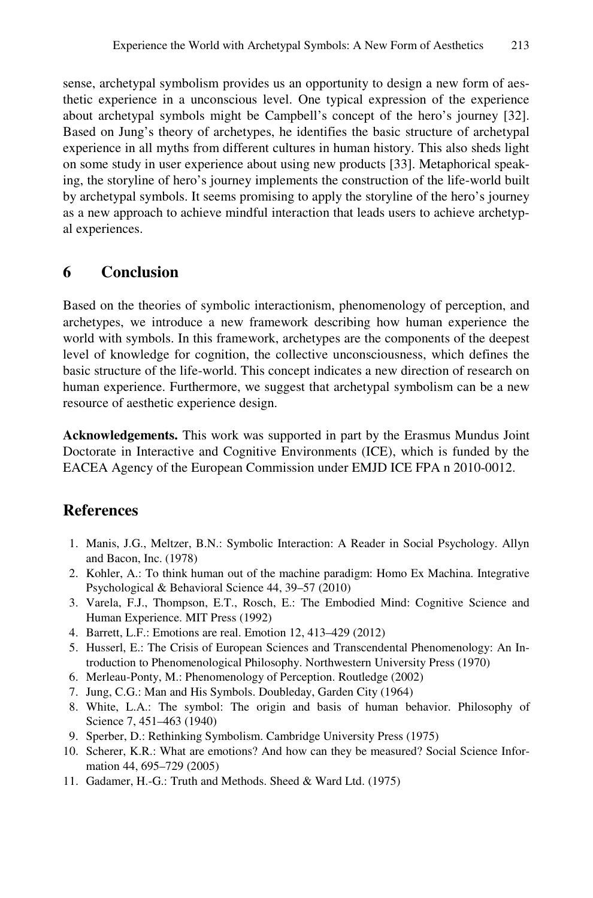sense, archetypal symbolism provides us an opportunity to design a new form of aesthetic experience in a unconscious level. One typical expression of the experience about archetypal symbols might be Campbell's concept of the hero's journey [32]. Based on Jung's theory of archetypes, he identifies the basic structure of archetypal experience in all myths from different cultures in human history. This also sheds light on some study in user experience about using new products [33]. Metaphorical speaking, the storyline of hero's journey implements the construction of the life-world built by archetypal symbols. It seems promising to apply the storyline of the hero's journey as a new approach to achieve mindful interaction that leads users to achieve archetypal experiences.

## 6 Conclusion

Based on the theories of symbolic interactionism, phenomenology of perception, and archetypes, we introduce a new framework describing how human experience the world with symbols. In this framework, archetypes are the components of the deepest level of knowledge for cognition, the collective unconsciousness, which defines the basic structure of the life-world. This concept indicates a new direction of research on human experience. Furthermore, we suggest that archetypal symbolism can be a new resource of aesthetic experience design.

**Acknowledgements.** This work was supported in part by the Erasmus Mundus Joint Doctorate in Interactive and Cognitive Environments (ICE), which is funded by the EACEA Agency of the European Commission under EMJD ICE FPA n 2010-0012.

## References

1. Manis, J.G., Meltzer, B.N.: Symbolic Interaction: A Reader in Social Psychology. Allyn and Bacon, Inc. (1978)
2. Kohler, A.: To think human out of the machine paradigm: Homo Ex Machina. Integrative Psychological & Behavioral Science 44, 39–57 (2010)
3. Varela, F.J., Thompson, E.T., Rosch, E.: The Embodied Mind: Cognitive Science and Human Experience. MIT Press (1992)
4. Barrett, L.F.: Emotions are real. Emotion 12, 413–429 (2012)
5. Husserl, E.: The Crisis of European Sciences and Transcendental Phenomenology: An Introduction to Phenomenological Philosophy. Northwestern University Press (1970)
6. Merleau-Ponty, M.: Phenomenology of Perception. Routledge (2002)
7. Jung, C.G.: Man and His Symbols. Doubleday, Garden City (1964)
8. White, L.A.: The symbol: The origin and basis of human behavior. Philosophy of Science 7, 451–463 (1940)
9. Sperber, D.: Rethinking Symbolism. Cambridge University Press (1975)
10. Scherer, K.R.: What are emotions? And how can they be measured? Social Science Information 44, 695–729 (2005)
11. Gadamer, H.-G.: Truth and Methods. Sheed & Ward Ltd. (1975)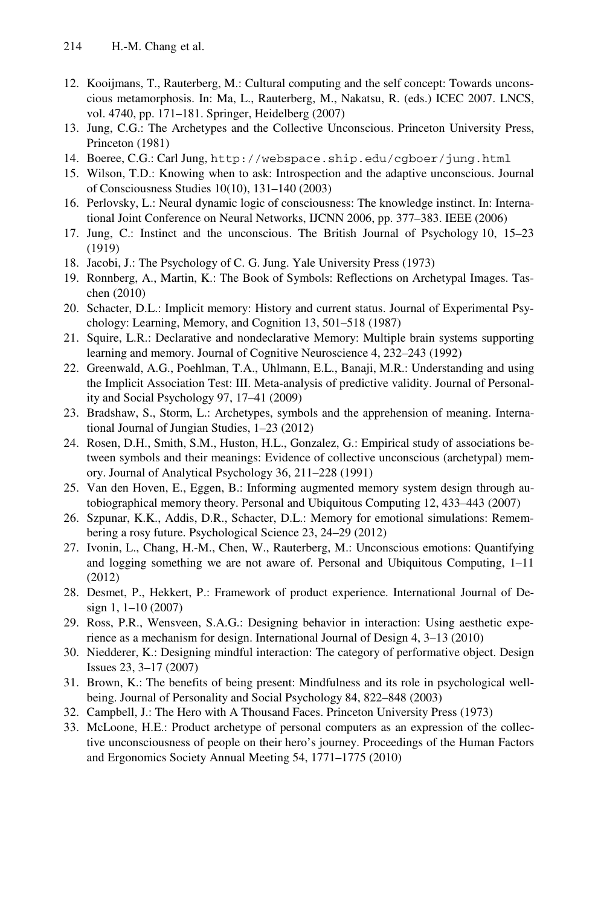12. Kooijmans, T., Rauterberg, M.: Cultural computing and the self concept: Towards unconscious metamorphosis. In: Ma, L., Rauterberg, M., Nakatsu, R. (eds.) ICEC 2007. LNCS, vol. 4740, pp. 171–181. Springer, Heidelberg (2007)
13. Jung, C.G.: The Archetypes and the Collective Unconscious. Princeton University Press, Princeton (1981)
14. Boeree, C.G.: Carl Jung, `http://webspace.ship.edu/cgboer/jung.html`
15. Wilson, T.D.: Knowing when to ask: Introspection and the adaptive unconscious. Journal of Consciousness Studies 10(10), 131–140 (2003)
16. Perlovsky, L.: Neural dynamic logic of consciousness: The knowledge instinct. In: International Joint Conference on Neural Networks, IJCNN 2006, pp. 377–383. IEEE (2006)
17. Jung, C.: Instinct and the unconscious. The British Journal of Psychology 10, 15–23 (1919)
18. Jacobi, J.: The Psychology of C. G. Jung. Yale University Press (1973)
19. Ronnberg, A., Martin, K.: The Book of Symbols: Reflections on Archetypal Images. Taschen (2010)
20. Schacter, D.L.: Implicit memory: History and current status. Journal of Experimental Psychology: Learning, Memory, and Cognition 13, 501–518 (1987)
21. Squire, L.R.: Declarative and nondeclarative Memory: Multiple brain systems supporting learning and memory. Journal of Cognitive Neuroscience 4, 232–243 (1992)
22. Greenwald, A.G., Poehlman, T.A., Uhlmann, E.L., Banaji, M.R.: Understanding and using the Implicit Association Test: III. Meta-analysis of predictive validity. Journal of Personality and Social Psychology 97, 17–41 (2009)
23. Bradshaw, S., Storm, L.: Archetypes, symbols and the apprehension of meaning. International Journal of Jungian Studies, 1–23 (2012)
24. Rosen, D.H., Smith, S.M., Huston, H.L., Gonzalez, G.: Empirical study of associations between symbols and their meanings: Evidence of collective unconscious (archetypal) memory. Journal of Analytical Psychology 36, 211–228 (1991)
25. Van den Hoven, E., Eggen, B.: Informing augmented memory system design through autobiographical memory theory. Personal and Ubiquitous Computing 12, 433–443 (2007)
26. Szpunar, K.K., Addis, D.R., Schacter, D.L.: Memory for emotional simulations: Remembering a rosy future. Psychological Science 23, 24–29 (2012)
27. Ivonin, L., Chang, H.-M., Chen, W., Rauterberg, M.: Unconscious emotions: Quantifying and logging something we are not aware of. Personal and Ubiquitous Computing, 1–11 (2012)
28. Desmet, P., Hekkert, P.: Framework of product experience. International Journal of Design 1, 1–10 (2007)
29. Ross, P.R., Wensveen, S.A.G.: Designing behavior in interaction: Using aesthetic experience as a mechanism for design. International Journal of Design 4, 3–13 (2010)
30. Niedderer, K.: Designing mindful interaction: The category of performative object. Design Issues 23, 3–17 (2007)
31. Brown, K.: The benefits of being present: Mindfulness and its role in psychological well-being. Journal of Personality and Social Psychology 84, 822–848 (2003)
32. Campbell, J.: The Hero with A Thousand Faces. Princeton University Press (1973)
33. McLoone, H.E.: Product archetype of personal computers as an expression of the collective unconsciousness of people on their hero's journey. Proceedings of the Human Factors and Ergonomics Society Annual Meeting 54, 1771–1775 (2010)